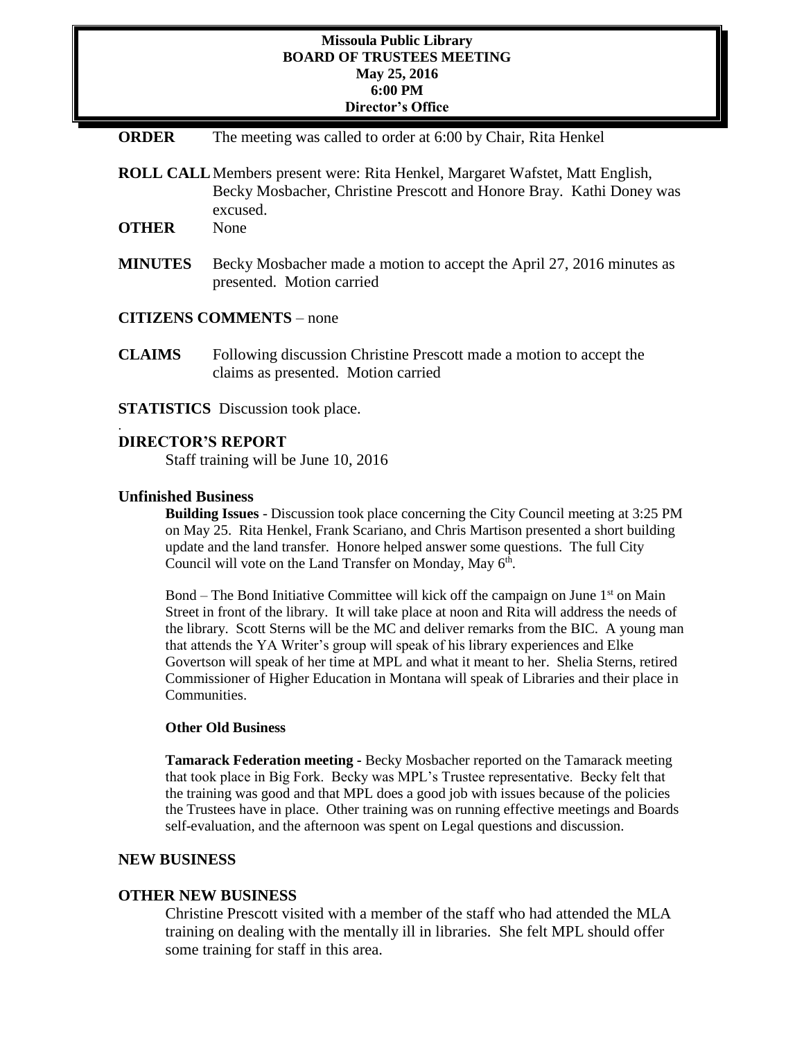# Missoula Public Library
## BOARD OF TRUSTEES MEETING
**May 25, 2016**
**6:00 PM**
**Director's Office**

**ORDER** The meeting was called to order at 6:00 by Chair, Rita Henkel

**ROLL CALL** Members present were: Rita Henkel, Margaret Wafstet, Matt English, Becky Mosbacher, Christine Prescott and Honore Bray. Kathi Doney was excused.

**OTHER** None

**MINUTES** Becky Mosbacher made a motion to accept the April 27, 2016 minutes as presented. Motion carried

**CITIZENS COMMENTS** – none

**CLAIMS** Following discussion Christine Prescott made a motion to accept the claims as presented. Motion carried

**STATISTICS** Discussion took place.

.

**DIRECTOR'S REPORT**

Staff training will be June 10, 2016

**Unfinished Business**

**Building Issues** - Discussion took place concerning the City Council meeting at 3:25 PM on May 25. Rita Henkel, Frank Scariano, and Chris Martison presented a short building update and the land transfer. Honore helped answer some questions. The full City Council will vote on the Land Transfer on Monday, May 6th.

Bond – The Bond Initiative Committee will kick off the campaign on June 1st on Main Street in front of the library. It will take place at noon and Rita will address the needs of the library. Scott Sterns will be the MC and deliver remarks from the BIC. A young man that attends the YA Writer's group will speak of his library experiences and Elke Govertson will speak of her time at MPL and what it meant to her. Shelia Sterns, retired Commissioner of Higher Education in Montana will speak of Libraries and their place in Communities.

**Other Old Business**

**Tamarack Federation meeting -** Becky Mosbacher reported on the Tamarack meeting that took place in Big Fork. Becky was MPL's Trustee representative. Becky felt that the training was good and that MPL does a good job with issues because of the policies the Trustees have in place. Other training was on running effective meetings and Boards self-evaluation, and the afternoon was spent on Legal questions and discussion.

**NEW BUSINESS**

**OTHER NEW BUSINESS**

Christine Prescott visited with a member of the staff who had attended the MLA training on dealing with the mentally ill in libraries. She felt MPL should offer some training for staff in this area.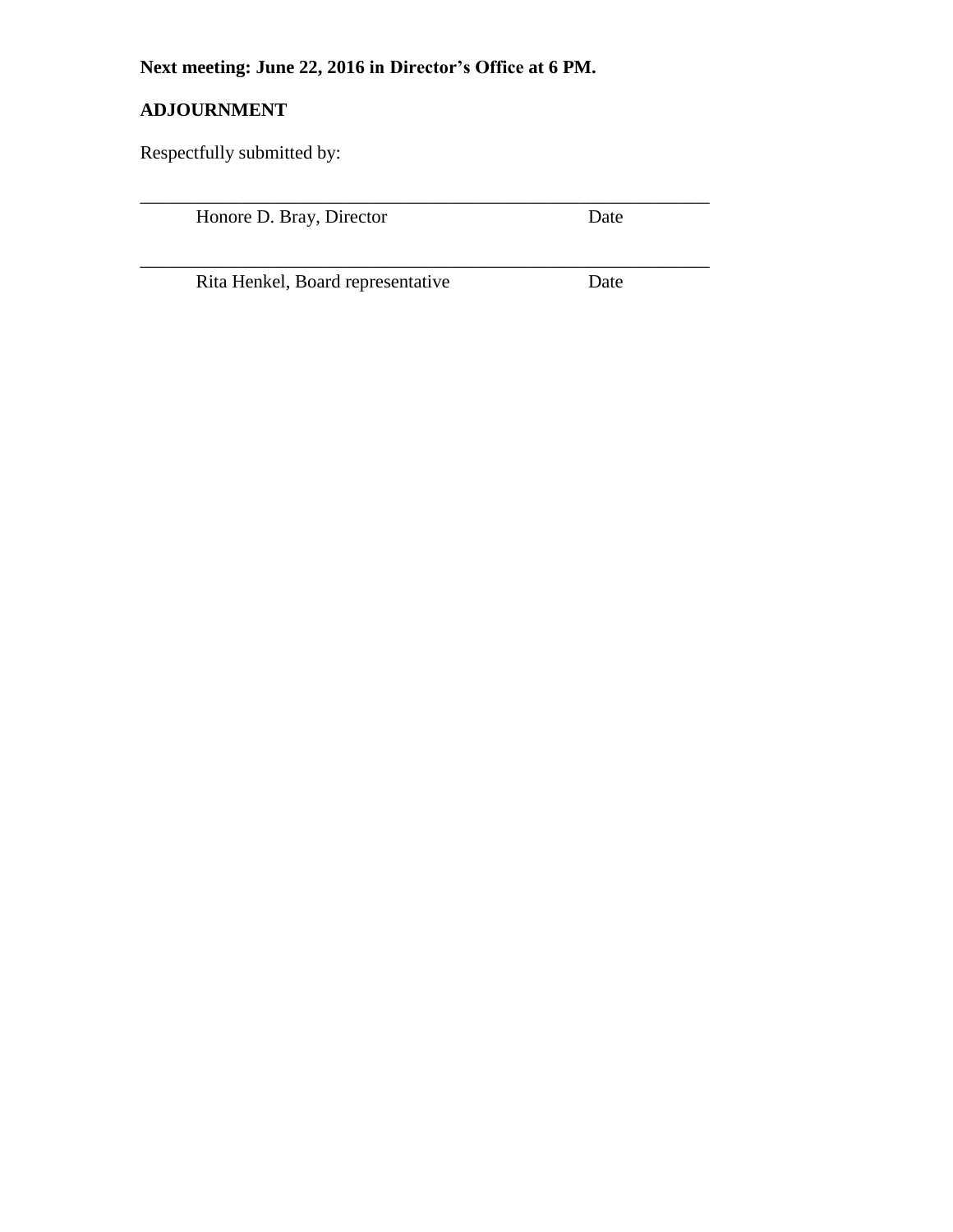**Next meeting: June 22, 2016 in Director's Office at 6 PM.**

**ADJOURNMENT**

Respectfully submitted by:

\_\_\_\_\_\_\_\_\_\_\_\_\_\_\_\_\_\_\_\_\_\_\_\_\_\_\_\_\_\_\_\_\_\_\_\_\_\_\_\_\_\_\_\_\_\_\_\_\_\_\_\_\_\_\_\_\_\_\_\_

Honore D. Bray, Director Date

\_\_\_\_\_\_\_\_\_\_\_\_\_\_\_\_\_\_\_\_\_\_\_\_\_\_\_\_\_\_\_\_\_\_\_\_\_\_\_\_\_\_\_\_\_\_\_\_\_\_\_\_\_\_\_\_\_\_\_\_

Rita Henkel, Board representative Date